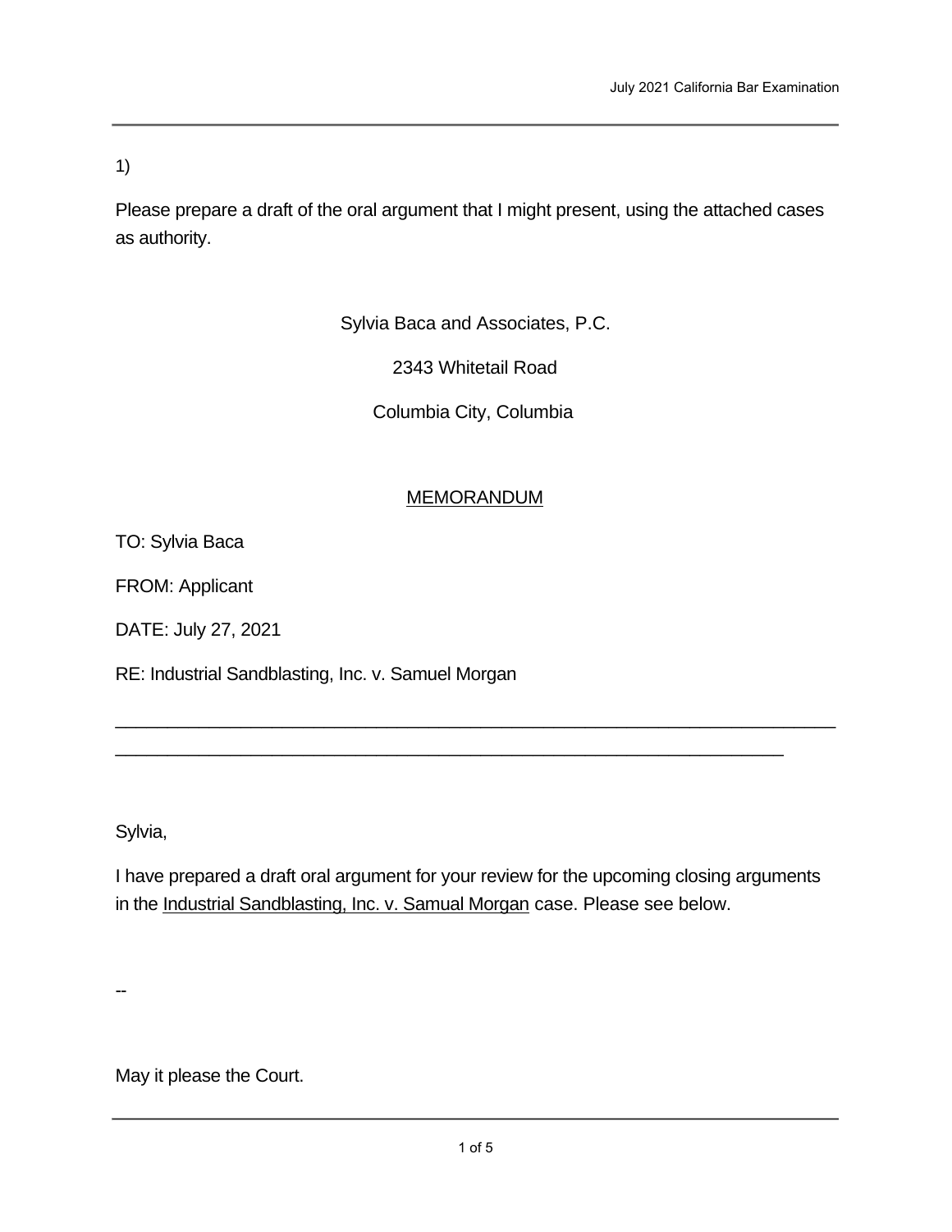1)

Please prepare a draft of the oral argument that I might present, using the attached cases as authority.

Sylvia Baca and Associates, P.C.

2343 Whitetail Road

Columbia City, Columbia

<u>MEMORANDUM</u>

TO: Sylvia Baca

FROM: Applicant

DATE: July 27, 2021

RE: Industrial Sandblasting, Inc. v. Samuel Morgan

---

Sylvia,

I have prepared a draft oral argument for your review for the upcoming closing arguments in the <u>Industrial Sandblasting, Inc. v. Samual Morgan</u> case. Please see below.

--

May it please the Court.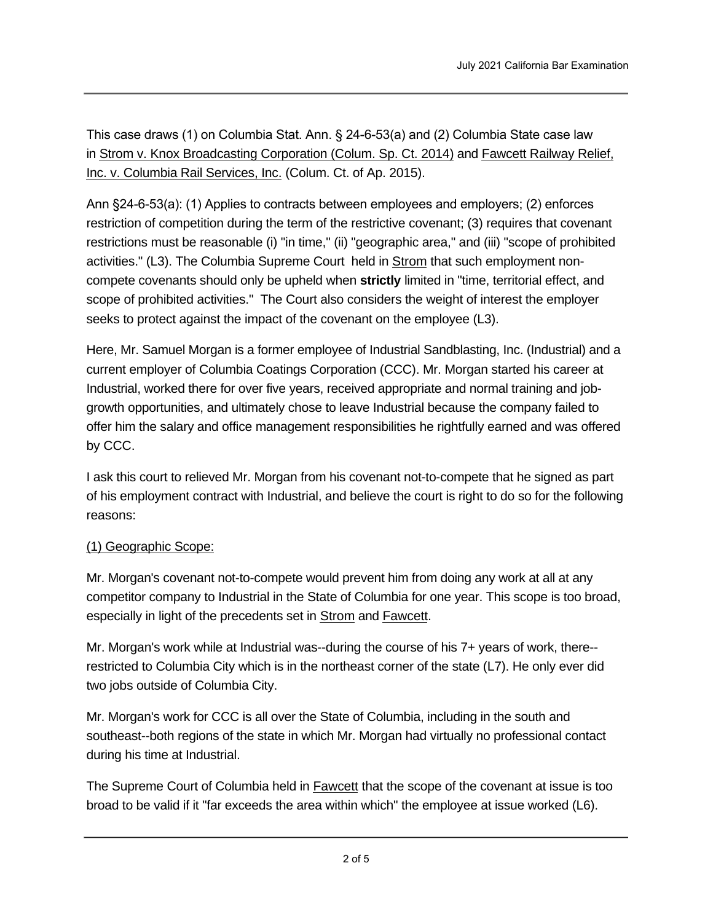This case draws (1) on Columbia Stat. Ann. § 24-6-53(a) and (2) Columbia State case law in Strom v. Knox Broadcasting Corporation (Colum. Sp. Ct. 2014) and Fawcett Railway Relief, Inc. v. Columbia Rail Services, Inc. (Colum. Ct. of Ap. 2015).

Ann §24-6-53(a): (1) Applies to contracts between employees and employers; (2) enforces restriction of competition during the term of the restrictive covenant; (3) requires that covenant restrictions must be reasonable (i) "in time," (ii) "geographic area," and (iii) "scope of prohibited activities." (L3). The Columbia Supreme Court held in Strom that such employment non-compete covenants should only be upheld when **strictly** limited in "time, territorial effect, and scope of prohibited activities." The Court also considers the weight of interest the employer seeks to protect against the impact of the covenant on the employee (L3).

Here, Mr. Samuel Morgan is a former employee of Industrial Sandblasting, Inc. (Industrial) and a current employer of Columbia Coatings Corporation (CCC). Mr. Morgan started his career at Industrial, worked there for over five years, received appropriate and normal training and job-growth opportunities, and ultimately chose to leave Industrial because the company failed to offer him the salary and office management responsibilities he rightfully earned and was offered by CCC.

I ask this court to relieved Mr. Morgan from his covenant not-to-compete that he signed as part of his employment contract with Industrial, and believe the court is right to do so for the following reasons:

(1) Geographic Scope:

Mr. Morgan's covenant not-to-compete would prevent him from doing any work at all at any competitor company to Industrial in the State of Columbia for one year. This scope is too broad, especially in light of the precedents set in Strom and Fawcett.

Mr. Morgan's work while at Industrial was--during the course of his 7+ years of work, there--restricted to Columbia City which is in the northeast corner of the state (L7). He only ever did two jobs outside of Columbia City.

Mr. Morgan's work for CCC is all over the State of Columbia, including in the south and southeast--both regions of the state in which Mr. Morgan had virtually no professional contact during his time at Industrial.

The Supreme Court of Columbia held in Fawcett that the scope of the covenant at issue is too broad to be valid if it "far exceeds the area within which" the employee at issue worked (L6).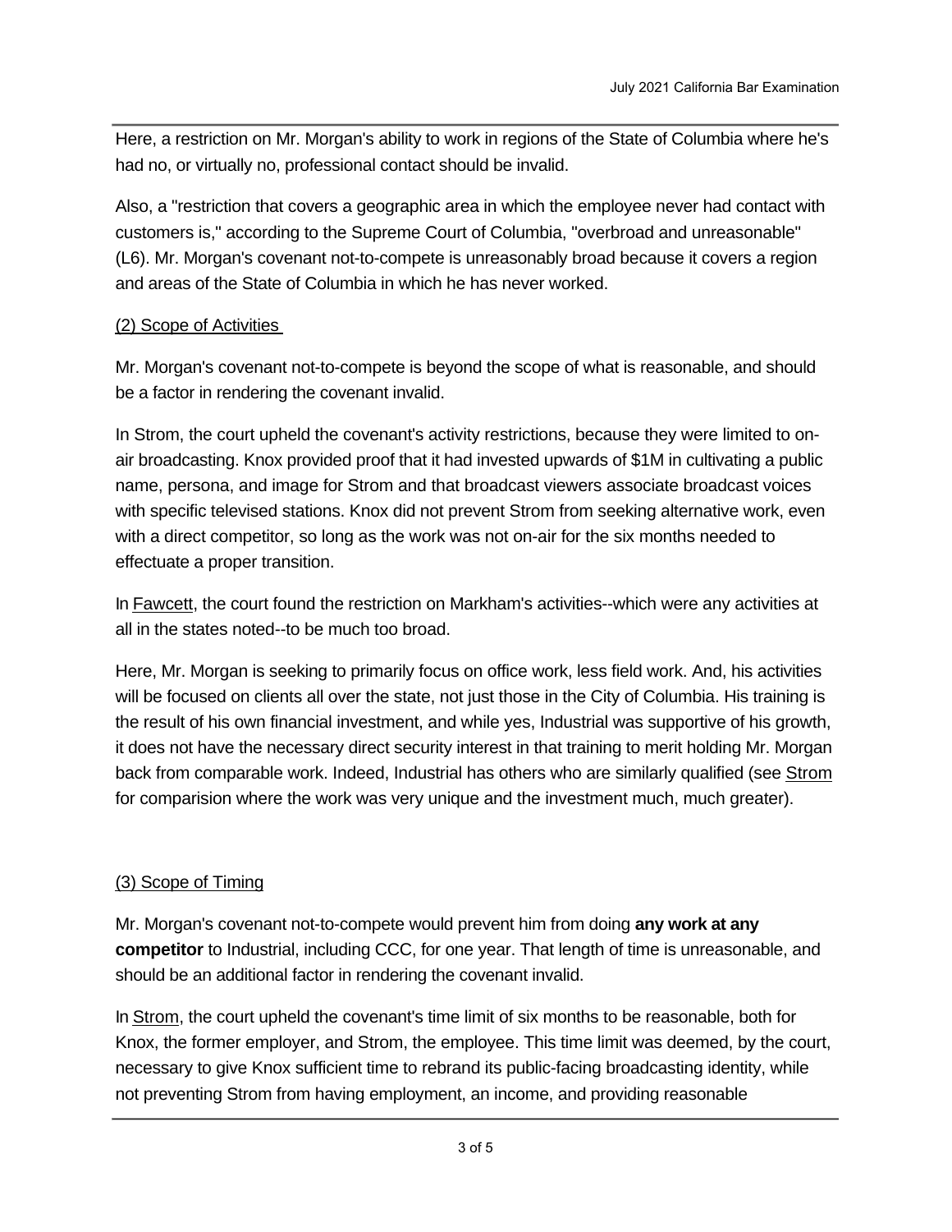Here, a restriction on Mr. Morgan's ability to work in regions of the State of Columbia where he's had no, or virtually no, professional contact should be invalid.

Also, a "restriction that covers a geographic area in which the employee never had contact with customers is," according to the Supreme Court of Columbia, "overbroad and unreasonable" (L6). Mr. Morgan's covenant not-to-compete is unreasonably broad because it covers a region and areas of the State of Columbia in which he has never worked.

<u>(2) Scope of Activities</u>

Mr. Morgan's covenant not-to-compete is beyond the scope of what is reasonable, and should be a factor in rendering the covenant invalid.

In Strom, the court upheld the covenant's activity restrictions, because they were limited to on-air broadcasting. Knox provided proof that it had invested upwards of $1M in cultivating a public name, persona, and image for Strom and that broadcast viewers associate broadcast voices with specific televised stations. Knox did not prevent Strom from seeking alternative work, even with a direct competitor, so long as the work was not on-air for the six months needed to effectuate a proper transition.

In <u>Fawcett</u>, the court found the restriction on Markham's activities--which were any activities at all in the states noted--to be much too broad.

Here, Mr. Morgan is seeking to primarily focus on office work, less field work. And, his activities will be focused on clients all over the state, not just those in the City of Columbia. His training is the result of his own financial investment, and while yes, Industrial was supportive of his growth, it does not have the necessary direct security interest in that training to merit holding Mr. Morgan back from comparable work. Indeed, Industrial has others who are similarly qualified (see <u>Strom</u> for comparision where the work was very unique and the investment much, much greater).

<u>(3) Scope of Timing</u>

Mr. Morgan's covenant not-to-compete would prevent him from doing **any work at any competitor** to Industrial, including CCC, for one year. That length of time is unreasonable, and should be an additional factor in rendering the covenant invalid.

In <u>Strom</u>, the court upheld the covenant's time limit of six months to be reasonable, both for Knox, the former employer, and Strom, the employee. This time limit was deemed, by the court, necessary to give Knox sufficient time to rebrand its public-facing broadcasting identity, while not preventing Strom from having employment, an income, and providing reasonable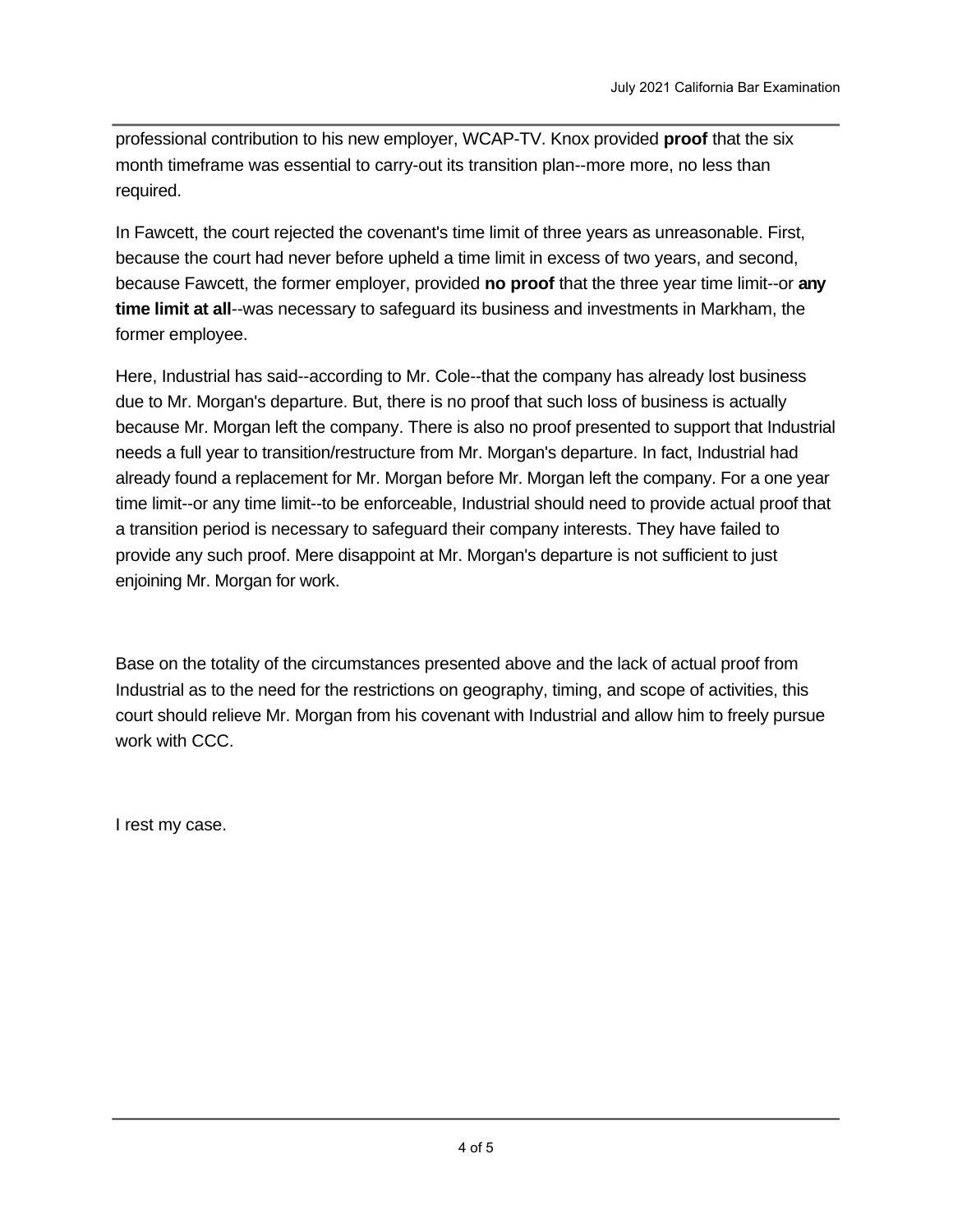professional contribution to his new employer, WCAP-TV. Knox provided **proof** that the six month timeframe was essential to carry-out its transition plan--more more, no less than required.

In Fawcett, the court rejected the covenant's time limit of three years as unreasonable. First, because the court had never before upheld a time limit in excess of two years, and second, because Fawcett, the former employer, provided **no proof** that the three year time limit--or **any time limit at all**--was necessary to safeguard its business and investments in Markham, the former employee.

Here, Industrial has said--according to Mr. Cole--that the company has already lost business due to Mr. Morgan's departure. But, there is no proof that such loss of business is actually because Mr. Morgan left the company. There is also no proof presented to support that Industrial needs a full year to transition/restructure from Mr. Morgan's departure. In fact, Industrial had already found a replacement for Mr. Morgan before Mr. Morgan left the company. For a one year time limit--or any time limit--to be enforceable, Industrial should need to provide actual proof that a transition period is necessary to safeguard their company interests. They have failed to provide any such proof. Mere disappoint at Mr. Morgan's departure is not sufficient to just enjoining Mr. Morgan for work.

Base on the totality of the circumstances presented above and the lack of actual proof from Industrial as to the need for the restrictions on geography, timing, and scope of activities, this court should relieve Mr. Morgan from his covenant with Industrial and allow him to freely pursue work with CCC.

I rest my case.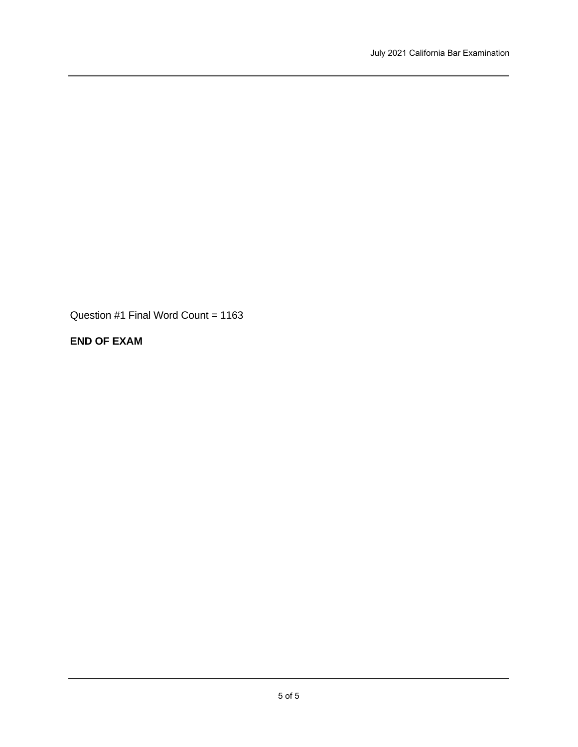Question #1 Final Word Count = 1163

**END OF EXAM**